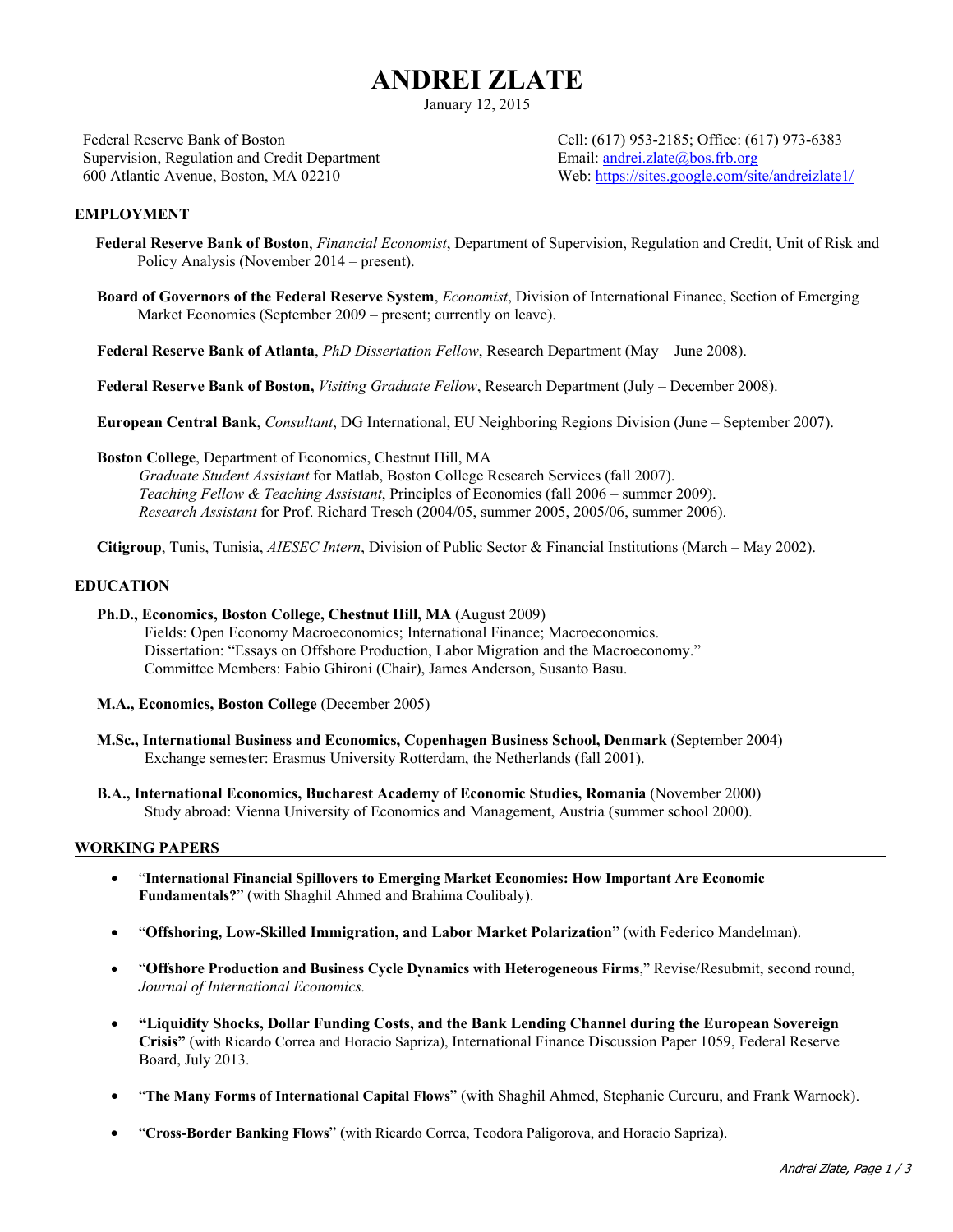# ANDREI ZLATE

January 12, 2015

Federal Reserve Bank of Boston
Supervision, Regulation and Credit Department
600 Atlantic Avenue, Boston, MA 02210

Cell: (617) 953-2185; Office: (617) 973-6383
Email: andrei.zlate@bos.frb.org
Web: https://sites.google.com/site/andreizlate1/

## EMPLOYMENT

**Federal Reserve Bank of Boston**, *Financial Economist*, Department of Supervision, Regulation and Credit, Unit of Risk and Policy Analysis (November 2014 – present).

**Board of Governors of the Federal Reserve System**, *Economist*, Division of International Finance, Section of Emerging Market Economies (September 2009 – present; currently on leave).

**Federal Reserve Bank of Atlanta**, *PhD Dissertation Fellow*, Research Department (May – June 2008).

**Federal Reserve Bank of Boston,** *Visiting Graduate Fellow*, Research Department (July – December 2008).

**European Central Bank**, *Consultant*, DG International, EU Neighboring Regions Division (June – September 2007).

**Boston College**, Department of Economics, Chestnut Hill, MA
*Graduate Student Assistant* for Matlab, Boston College Research Services (fall 2007).
*Teaching Fellow & Teaching Assistant*, Principles of Economics (fall 2006 – summer 2009).
*Research Assistant* for Prof. Richard Tresch (2004/05, summer 2005, 2005/06, summer 2006).

**Citigroup**, Tunis, Tunisia, *AIESEC Intern*, Division of Public Sector & Financial Institutions (March – May 2002).

## EDUCATION

**Ph.D., Economics, Boston College, Chestnut Hill, MA** (August 2009)
Fields: Open Economy Macroeconomics; International Finance; Macroeconomics.
Dissertation: "Essays on Offshore Production, Labor Migration and the Macroeconomy."
Committee Members: Fabio Ghironi (Chair), James Anderson, Susanto Basu.

**M.A., Economics, Boston College** (December 2005)

**M.Sc., International Business and Economics, Copenhagen Business School, Denmark** (September 2004)
Exchange semester: Erasmus University Rotterdam, the Netherlands (fall 2001).

**B.A., International Economics, Bucharest Academy of Economic Studies, Romania** (November 2000)
Study abroad: Vienna University of Economics and Management, Austria (summer school 2000).

## WORKING PAPERS

- "**International Financial Spillovers to Emerging Market Economies: How Important Are Economic Fundamentals?**" (with Shaghil Ahmed and Brahima Coulibaly).
- "**Offshoring, Low-Skilled Immigration, and Labor Market Polarization**" (with Federico Mandelman).
- "**Offshore Production and Business Cycle Dynamics with Heterogeneous Firms**," Revise/Resubmit, second round, *Journal of International Economics.*
- **"Liquidity Shocks, Dollar Funding Costs, and the Bank Lending Channel during the European Sovereign Crisis"** (with Ricardo Correa and Horacio Sapriza), International Finance Discussion Paper 1059, Federal Reserve Board, July 2013.
- "**The Many Forms of International Capital Flows**" (with Shaghil Ahmed, Stephanie Curcuru, and Frank Warnock).
- "**Cross-Border Banking Flows**" (with Ricardo Correa, Teodora Paligorova, and Horacio Sapriza).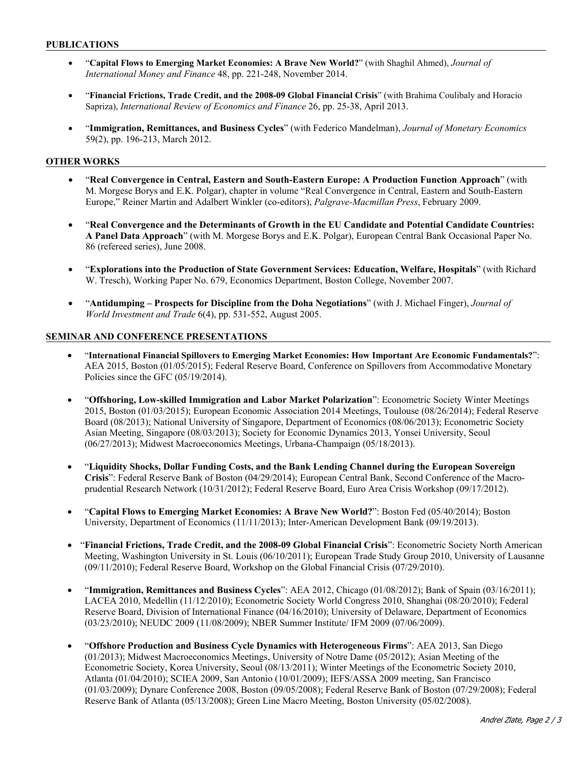## PUBLICATIONS

- "**Capital Flows to Emerging Market Economies: A Brave New World?**" (with Shaghil Ahmed), *Journal of International Money and Finance* 48, pp. 221-248, November 2014.
- "**Financial Frictions, Trade Credit, and the 2008-09 Global Financial Crisis**" (with Brahima Coulibaly and Horacio Sapriza), *International Review of Economics and Finance* 26, pp. 25-38, April 2013.
- "**Immigration, Remittances, and Business Cycles**" (with Federico Mandelman), *Journal of Monetary Economics* 59(2), pp. 196-213, March 2012.

## OTHER WORKS

- "**Real Convergence in Central, Eastern and South-Eastern Europe: A Production Function Approach**" (with M. Morgese Borys and E.K. Polgar), chapter in volume "Real Convergence in Central, Eastern and South-Eastern Europe," Reiner Martin and Adalbert Winkler (co-editors), *Palgrave-Macmillan Press*, February 2009.
- "**Real Convergence and the Determinants of Growth in the EU Candidate and Potential Candidate Countries: A Panel Data Approach**" (with M. Morgese Borys and E.K. Polgar), European Central Bank Occasional Paper No. 86 (refereed series), June 2008.
- "**Explorations into the Production of State Government Services: Education, Welfare, Hospitals**" (with Richard W. Tresch), Working Paper No. 679, Economics Department, Boston College, November 2007.
- "**Antidumping – Prospects for Discipline from the Doha Negotiations**" (with J. Michael Finger), *Journal of World Investment and Trade* 6(4), pp. 531-552, August 2005.

## SEMINAR AND CONFERENCE PRESENTATIONS

- "**International Financial Spillovers to Emerging Market Economies: How Important Are Economic Fundamentals?**": AEA 2015, Boston (01/05/2015); Federal Reserve Board, Conference on Spillovers from Accommodative Monetary Policies since the GFC (05/19/2014).
- "**Offshoring, Low-skilled Immigration and Labor Market Polarization**": Econometric Society Winter Meetings 2015, Boston (01/03/2015); European Economic Association 2014 Meetings, Toulouse (08/26/2014); Federal Reserve Board (08/2013); National University of Singapore, Department of Economics (08/06/2013); Econometric Society Asian Meeting, Singapore (08/03/2013); Society for Economic Dynamics 2013, Yonsei University, Seoul (06/27/2013); Midwest Macroeconomics Meetings, Urbana-Champaign (05/18/2013).
- "**Liquidity Shocks, Dollar Funding Costs, and the Bank Lending Channel during the European Sovereign Crisis**": Federal Reserve Bank of Boston (04/29/2014); European Central Bank, Second Conference of the Macro-prudential Research Network (10/31/2012); Federal Reserve Board, Euro Area Crisis Workshop (09/17/2012).
- "**Capital Flows to Emerging Market Economies: A Brave New World?**": Boston Fed (05/40/2014); Boston University, Department of Economics (11/11/2013); Inter-American Development Bank (09/19/2013).
- "**Financial Frictions, Trade Credit, and the 2008-09 Global Financial Crisis**": Econometric Society North American Meeting, Washington University in St. Louis (06/10/2011); European Trade Study Group 2010, University of Lausanne (09/11/2010); Federal Reserve Board, Workshop on the Global Financial Crisis (07/29/2010).
- "**Immigration, Remittances and Business Cycles**": AEA 2012, Chicago (01/08/2012); Bank of Spain (03/16/2011); LACEA 2010, Medellin (11/12/2010); Econometric Society World Congress 2010, Shanghai (08/20/2010); Federal Reserve Board, Division of International Finance (04/16/2010); University of Delaware, Department of Economics (03/23/2010); NEUDC 2009 (11/08/2009); NBER Summer Institute/ IFM 2009 (07/06/2009).
- "**Offshore Production and Business Cycle Dynamics with Heterogeneous Firms**": AEA 2013, San Diego (01/2013); Midwest Macroeconomics Meetings, University of Notre Dame (05/2012); Asian Meeting of the Econometric Society, Korea University, Seoul (08/13/2011); Winter Meetings of the Econometric Society 2010, Atlanta (01/04/2010); SCIEA 2009, San Antonio (10/01/2009); IEFS/ASSA 2009 meeting, San Francisco (01/03/2009); Dynare Conference 2008, Boston (09/05/2008); Federal Reserve Bank of Boston (07/29/2008); Federal Reserve Bank of Atlanta (05/13/2008); Green Line Macro Meeting, Boston University (05/02/2008).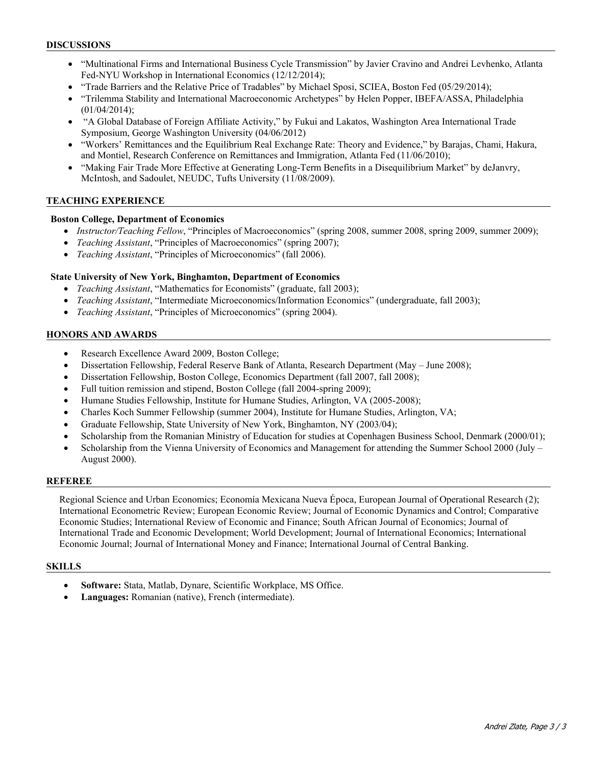## DISCUSSIONS

- "Multinational Firms and International Business Cycle Transmission" by Javier Cravino and Andrei Levhenko, Atlanta Fed-NYU Workshop in International Economics (12/12/2014);
- "Trade Barriers and the Relative Price of Tradables" by Michael Sposi, SCIEA, Boston Fed (05/29/2014);
- "Trilemma Stability and International Macroeconomic Archetypes" by Helen Popper, IBEFA/ASSA, Philadelphia (01/04/2014);
- "A Global Database of Foreign Affiliate Activity," by Fukui and Lakatos, Washington Area International Trade Symposium, George Washington University (04/06/2012)
- "Workers' Remittances and the Equilibrium Real Exchange Rate: Theory and Evidence," by Barajas, Chami, Hakura, and Montiel, Research Conference on Remittances and Immigration, Atlanta Fed (11/06/2010);
- "Making Fair Trade More Effective at Generating Long-Term Benefits in a Disequilibrium Market" by deJanvry, McIntosh, and Sadoulet, NEUDC, Tufts University (11/08/2009).

## TEACHING EXPERIENCE

**Boston College, Department of Economics**

- *Instructor/Teaching Fellow*, "Principles of Macroeconomics" (spring 2008, summer 2008, spring 2009, summer 2009);
- *Teaching Assistant*, "Principles of Macroeconomics" (spring 2007);
- *Teaching Assistant*, "Principles of Microeconomics" (fall 2006).

**State University of New York, Binghamton, Department of Economics**

- *Teaching Assistant*, "Mathematics for Economists" (graduate, fall 2003);
- *Teaching Assistant*, "Intermediate Microeconomics/Information Economics" (undergraduate, fall 2003);
- *Teaching Assistant*, "Principles of Microeconomics" (spring 2004).

## HONORS AND AWARDS

- Research Excellence Award 2009, Boston College;
- Dissertation Fellowship, Federal Reserve Bank of Atlanta, Research Department (May – June 2008);
- Dissertation Fellowship, Boston College, Economics Department (fall 2007, fall 2008);
- Full tuition remission and stipend, Boston College (fall 2004-spring 2009);
- Humane Studies Fellowship, Institute for Humane Studies, Arlington, VA (2005-2008);
- Charles Koch Summer Fellowship (summer 2004), Institute for Humane Studies, Arlington, VA;
- Graduate Fellowship, State University of New York, Binghamton, NY (2003/04);
- Scholarship from the Romanian Ministry of Education for studies at Copenhagen Business School, Denmark (2000/01);
- Scholarship from the Vienna University of Economics and Management for attending the Summer School 2000 (July – August 2000).

## REFEREE

Regional Science and Urban Economics; Economía Mexicana Nueva Época, European Journal of Operational Research (2); International Econometric Review; European Economic Review; Journal of Economic Dynamics and Control; Comparative Economic Studies; International Review of Economic and Finance; South African Journal of Economics; Journal of International Trade and Economic Development; World Development; Journal of International Economics; International Economic Journal; Journal of International Money and Finance; International Journal of Central Banking.

## SKILLS

- **Software:** Stata, Matlab, Dynare, Scientific Workplace, MS Office.
- **Languages:** Romanian (native), French (intermediate).